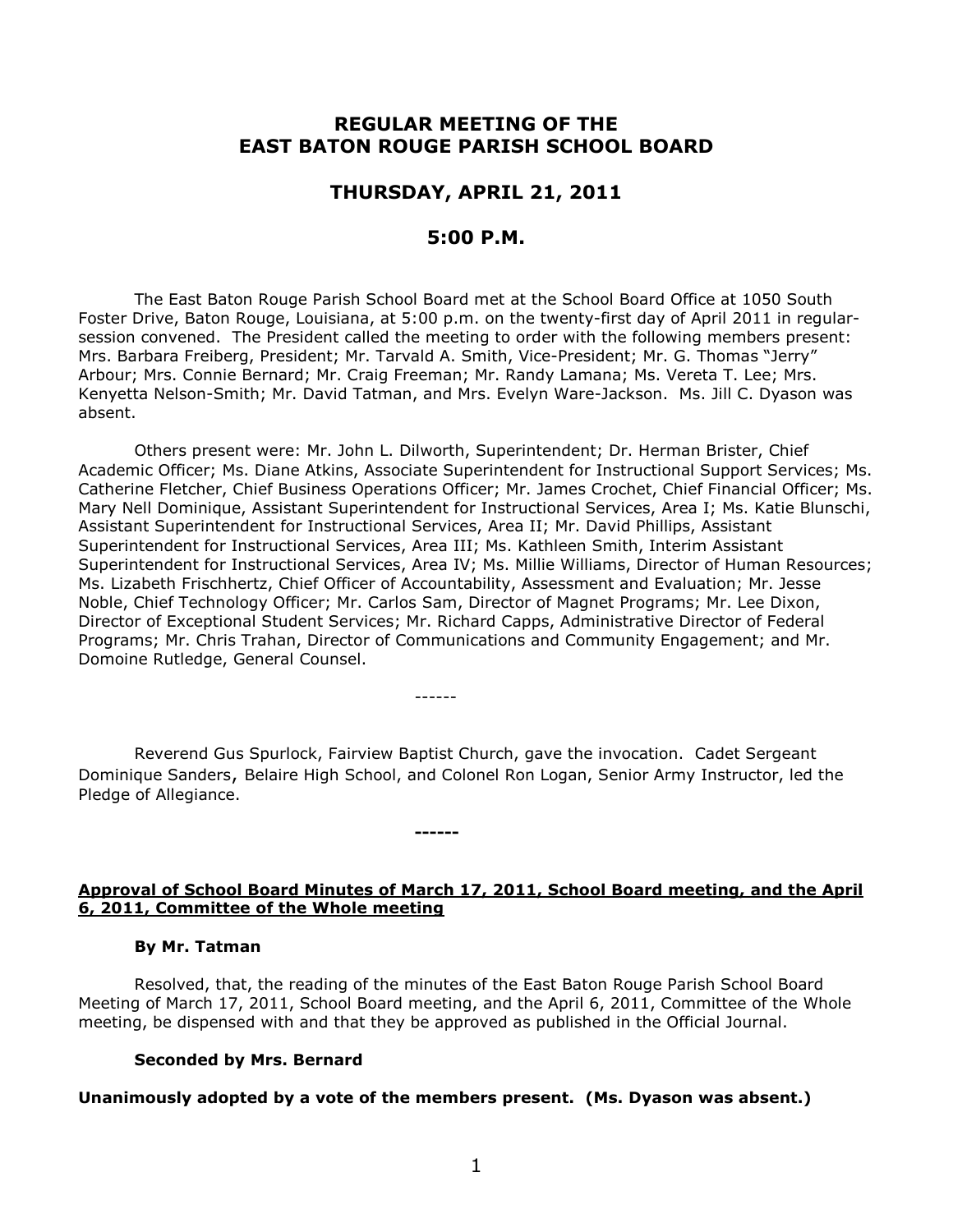# REGULAR MEETING OF THE EAST BATON ROUGE PARISH SCHOOL BOARD

## THURSDAY, APRIL 21, 2011

## 5:00 P.M.

The East Baton Rouge Parish School Board met at the School Board Office at 1050 South Foster Drive, Baton Rouge, Louisiana, at 5:00 p.m. on the twenty-first day of April 2011 in regular-session convened. The President called the meeting to order with the following members present: Mrs. Barbara Freiberg, President; Mr. Tarvald A. Smith, Vice-President; Mr. G. Thomas "Jerry" Arbour; Mrs. Connie Bernard; Mr. Craig Freeman; Mr. Randy Lamana; Ms. Vereta T. Lee; Mrs. Kenyetta Nelson-Smith; Mr. David Tatman, and Mrs. Evelyn Ware-Jackson. Ms. Jill C. Dyason was absent.

Others present were: Mr. John L. Dilworth, Superintendent; Dr. Herman Brister, Chief Academic Officer; Ms. Diane Atkins, Associate Superintendent for Instructional Support Services; Ms. Catherine Fletcher, Chief Business Operations Officer; Mr. James Crochet, Chief Financial Officer; Ms. Mary Nell Dominique, Assistant Superintendent for Instructional Services, Area I; Ms. Katie Blunschi, Assistant Superintendent for Instructional Services, Area II; Mr. David Phillips, Assistant Superintendent for Instructional Services, Area III; Ms. Kathleen Smith, Interim Assistant Superintendent for Instructional Services, Area IV; Ms. Millie Williams, Director of Human Resources; Ms. Lizabeth Frischhertz, Chief Officer of Accountability, Assessment and Evaluation; Mr. Jesse Noble, Chief Technology Officer; Mr. Carlos Sam, Director of Magnet Programs; Mr. Lee Dixon, Director of Exceptional Student Services; Mr. Richard Capps, Administrative Director of Federal Programs; Mr. Chris Trahan, Director of Communications and Community Engagement; and Mr. Domoine Rutledge, General Counsel.

------

Reverend Gus Spurlock, Fairview Baptist Church, gave the invocation. Cadet Sergeant Dominique Sanders, Belaire High School, and Colonel Ron Logan, Senior Army Instructor, led the Pledge of Allegiance.

------

**Approval of School Board Minutes of March 17, 2011, School Board meeting, and the April 6, 2011, Committee of the Whole meeting**

**By Mr. Tatman**

Resolved, that, the reading of the minutes of the East Baton Rouge Parish School Board Meeting of March 17, 2011, School Board meeting, and the April 6, 2011, Committee of the Whole meeting, be dispensed with and that they be approved as published in the Official Journal.

**Seconded by Mrs. Bernard**

**Unanimously adopted by a vote of the members present. (Ms. Dyason was absent.)**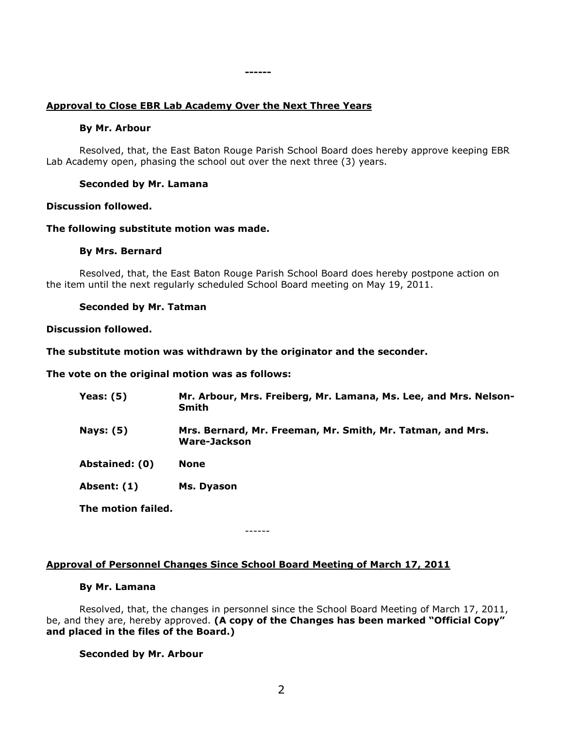------

**Approval to Close EBR Lab Academy Over the Next Three Years**

**By Mr. Arbour**

Resolved, that, the East Baton Rouge Parish School Board does hereby approve keeping EBR Lab Academy open, phasing the school out over the next three (3) years.

**Seconded by Mr. Lamana**

**Discussion followed.**

**The following substitute motion was made.**

**By Mrs. Bernard**

Resolved, that, the East Baton Rouge Parish School Board does hereby postpone action on the item until the next regularly scheduled School Board meeting on May 19, 2011.

**Seconded by Mr. Tatman**

**Discussion followed.**

**The substitute motion was withdrawn by the originator and the seconder.**

**The vote on the original motion was as follows:**

| | |
|---|---|
| **Yeas: (5)** | **Mr. Arbour, Mrs. Freiberg, Mr. Lamana, Ms. Lee, and Mrs. Nelson-Smith** |
| **Nays: (5)** | **Mrs. Bernard, Mr. Freeman, Mr. Smith, Mr. Tatman, and Mrs. Ware-Jackson** |
| **Abstained: (0)** | **None** |
| **Absent: (1)** | **Ms. Dyason** |

**The motion failed.**

------

**Approval of Personnel Changes Since School Board Meeting of March 17, 2011**

**By Mr. Lamana**

Resolved, that, the changes in personnel since the School Board Meeting of March 17, 2011, be, and they are, hereby approved. **(A copy of the Changes has been marked "Official Copy" and placed in the files of the Board.)**

**Seconded by Mr. Arbour**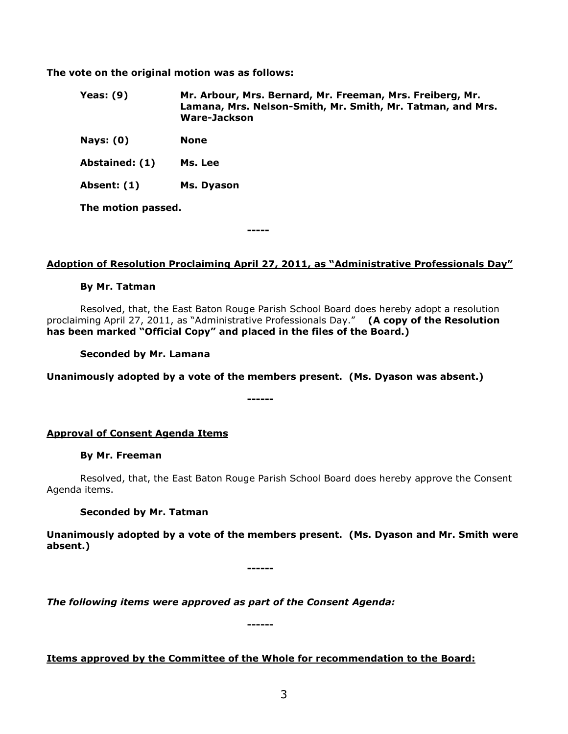**The vote on the original motion was as follows:**

| | |
|---|---|
| **Yeas: (9)** | **Mr. Arbour, Mrs. Bernard, Mr. Freeman, Mrs. Freiberg, Mr. Lamana, Mrs. Nelson-Smith, Mr. Smith, Mr. Tatman, and Mrs. Ware-Jackson** |
| **Nays: (0)** | **None** |
| **Abstained: (1)** | **Ms. Lee** |
| **Absent: (1)** | **Ms. Dyason** |

**The motion passed.**

-----

**Adoption of Resolution Proclaiming April 27, 2011, as "Administrative Professionals Day"**

**By Mr. Tatman**

Resolved, that, the East Baton Rouge Parish School Board does hereby adopt a resolution proclaiming April 27, 2011, as "Administrative Professionals Day." **(A copy of the Resolution has been marked "Official Copy" and placed in the files of the Board.)**

**Seconded by Mr. Lamana**

**Unanimously adopted by a vote of the members present. (Ms. Dyason was absent.)**

------

**Approval of Consent Agenda Items**

**By Mr. Freeman**

Resolved, that, the East Baton Rouge Parish School Board does hereby approve the Consent Agenda items.

**Seconded by Mr. Tatman**

**Unanimously adopted by a vote of the members present. (Ms. Dyason and Mr. Smith were absent.)**

------

***The following items were approved as part of the Consent Agenda:***

------

**Items approved by the Committee of the Whole for recommendation to the Board:**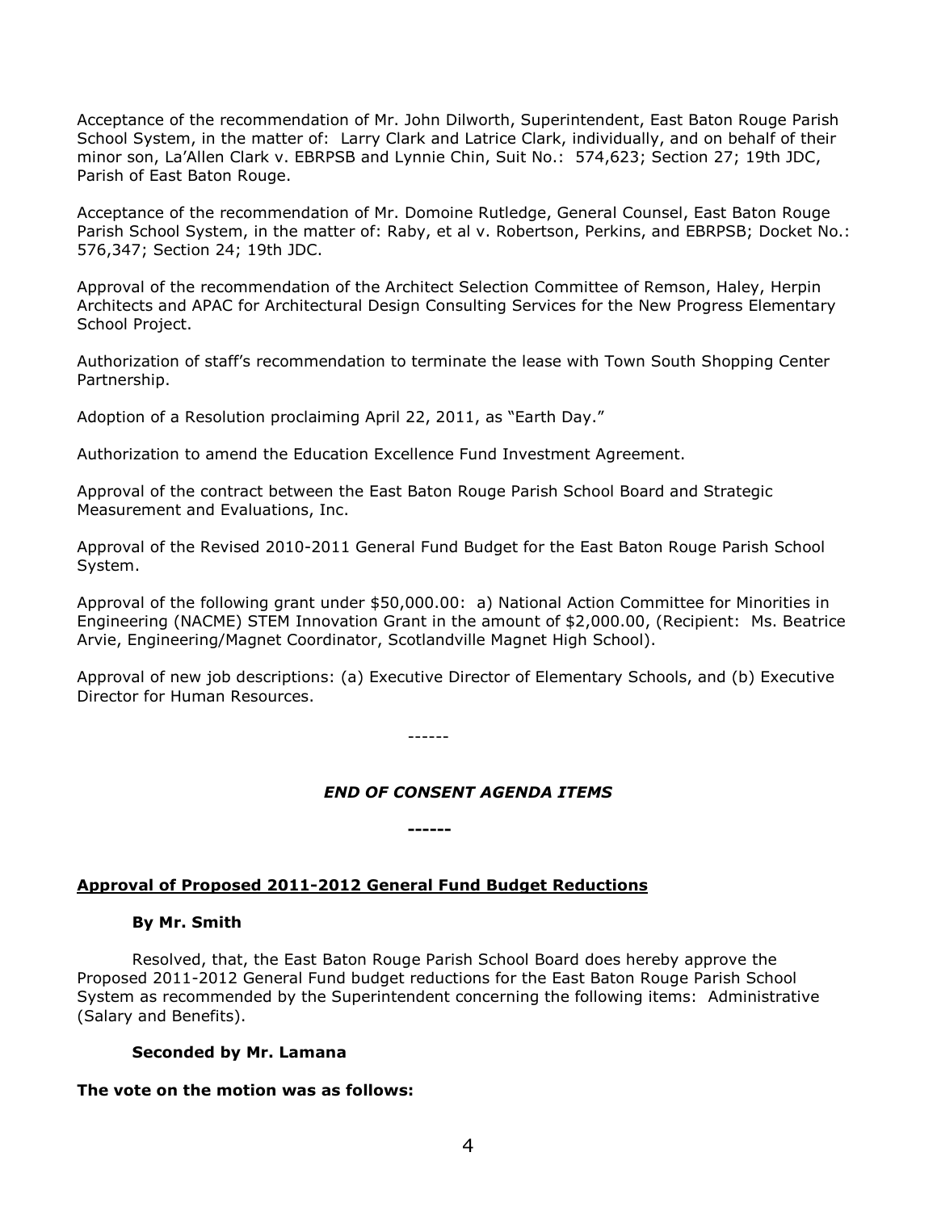Acceptance of the recommendation of Mr. John Dilworth, Superintendent, East Baton Rouge Parish School System, in the matter of: Larry Clark and Latrice Clark, individually, and on behalf of their minor son, La'Allen Clark v. EBRPSB and Lynnie Chin, Suit No.: 574,623; Section 27; 19th JDC, Parish of East Baton Rouge.

Acceptance of the recommendation of Mr. Domoine Rutledge, General Counsel, East Baton Rouge Parish School System, in the matter of: Raby, et al v. Robertson, Perkins, and EBRPSB; Docket No.: 576,347; Section 24; 19th JDC.

Approval of the recommendation of the Architect Selection Committee of Remson, Haley, Herpin Architects and APAC for Architectural Design Consulting Services for the New Progress Elementary School Project.

Authorization of staff's recommendation to terminate the lease with Town South Shopping Center Partnership.

Adoption of a Resolution proclaiming April 22, 2011, as "Earth Day."

Authorization to amend the Education Excellence Fund Investment Agreement.

Approval of the contract between the East Baton Rouge Parish School Board and Strategic Measurement and Evaluations, Inc.

Approval of the Revised 2010-2011 General Fund Budget for the East Baton Rouge Parish School System.

Approval of the following grant under $50,000.00: a) National Action Committee for Minorities in Engineering (NACME) STEM Innovation Grant in the amount of $2,000.00, (Recipient: Ms. Beatrice Arvie, Engineering/Magnet Coordinator, Scotlandville Magnet High School).

Approval of new job descriptions: (a) Executive Director of Elementary Schools, and (b) Executive Director for Human Resources.

------

***END OF CONSENT AGENDA ITEMS***

**------**

**Approval of Proposed 2011-2012 General Fund Budget Reductions**

**By Mr. Smith**

Resolved, that, the East Baton Rouge Parish School Board does hereby approve the Proposed 2011-2012 General Fund budget reductions for the East Baton Rouge Parish School System as recommended by the Superintendent concerning the following items: Administrative (Salary and Benefits).

**Seconded by Mr. Lamana**

**The vote on the motion was as follows:**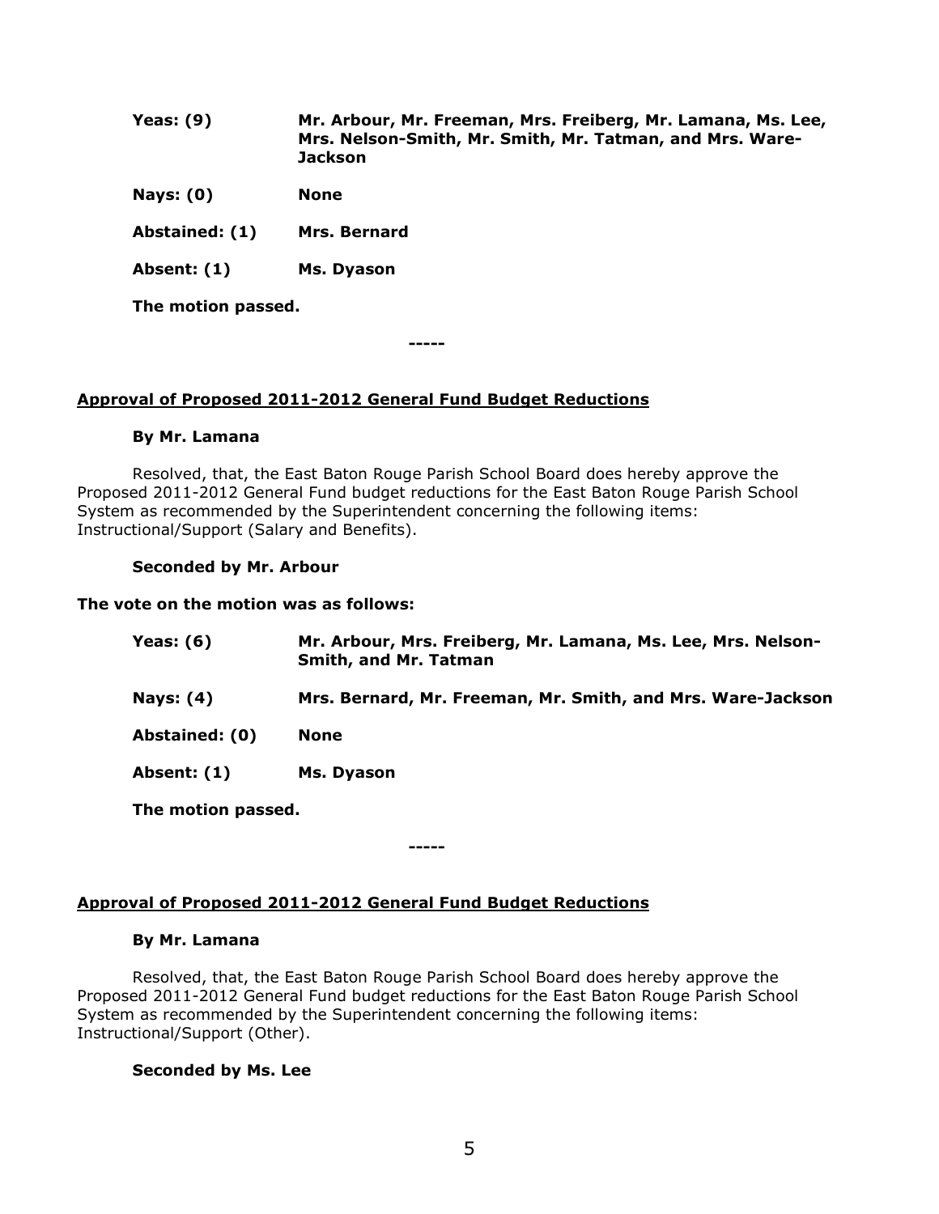| | |
|---|---|
| **Yeas: (9)** | **Mr. Arbour, Mr. Freeman, Mrs. Freiberg, Mr. Lamana, Ms. Lee, Mrs. Nelson-Smith, Mr. Smith, Mr. Tatman, and Mrs. Ware-Jackson** |
| **Nays: (0)** | **None** |
| **Abstained: (1)** | **Mrs. Bernard** |
| **Absent: (1)** | **Ms. Dyason** |

**The motion passed.**

-----

**Approval of Proposed 2011-2012 General Fund Budget Reductions**

**By Mr. Lamana**

Resolved, that, the East Baton Rouge Parish School Board does hereby approve the Proposed 2011-2012 General Fund budget reductions for the East Baton Rouge Parish School System as recommended by the Superintendent concerning the following items: Instructional/Support (Salary and Benefits).

**Seconded by Mr. Arbour**

**The vote on the motion was as follows:**

| | |
|---|---|
| **Yeas: (6)** | **Mr. Arbour, Mrs. Freiberg, Mr. Lamana, Ms. Lee, Mrs. Nelson-Smith, and Mr. Tatman** |
| **Nays: (4)** | **Mrs. Bernard, Mr. Freeman, Mr. Smith, and Mrs. Ware-Jackson** |
| **Abstained: (0)** | **None** |
| **Absent: (1)** | **Ms. Dyason** |

**The motion passed.**

-----

**Approval of Proposed 2011-2012 General Fund Budget Reductions**

**By Mr. Lamana**

Resolved, that, the East Baton Rouge Parish School Board does hereby approve the Proposed 2011-2012 General Fund budget reductions for the East Baton Rouge Parish School System as recommended by the Superintendent concerning the following items: Instructional/Support (Other).

**Seconded by Ms. Lee**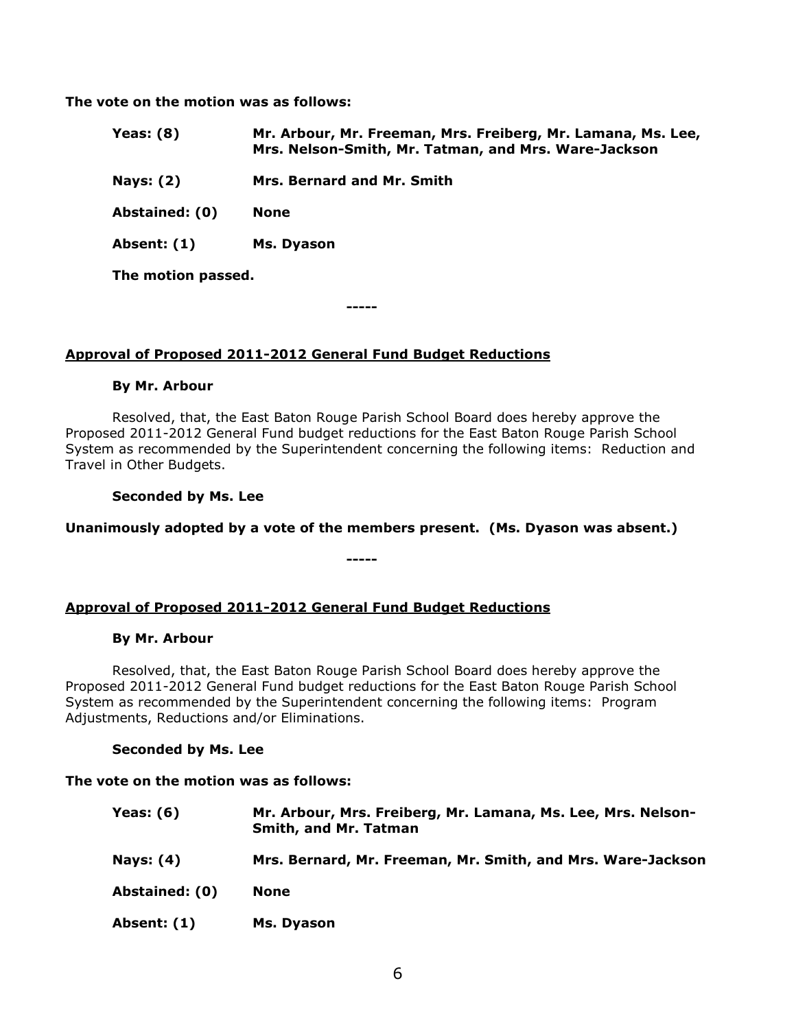**The vote on the motion was as follows:**

| | |
|---|---|
| **Yeas: (8)** | **Mr. Arbour, Mr. Freeman, Mrs. Freiberg, Mr. Lamana, Ms. Lee, Mrs. Nelson-Smith, Mr. Tatman, and Mrs. Ware-Jackson** |
| **Nays: (2)** | **Mrs. Bernard and Mr. Smith** |
| **Abstained: (0)** | **None** |
| **Absent: (1)** | **Ms. Dyason** |

**The motion passed.**

-----

**Approval of Proposed 2011-2012 General Fund Budget Reductions**

**By Mr. Arbour**

Resolved, that, the East Baton Rouge Parish School Board does hereby approve the Proposed 2011-2012 General Fund budget reductions for the East Baton Rouge Parish School System as recommended by the Superintendent concerning the following items: Reduction and Travel in Other Budgets.

**Seconded by Ms. Lee**

**Unanimously adopted by a vote of the members present. (Ms. Dyason was absent.)**

-----

**Approval of Proposed 2011-2012 General Fund Budget Reductions**

**By Mr. Arbour**

Resolved, that, the East Baton Rouge Parish School Board does hereby approve the Proposed 2011-2012 General Fund budget reductions for the East Baton Rouge Parish School System as recommended by the Superintendent concerning the following items: Program Adjustments, Reductions and/or Eliminations.

**Seconded by Ms. Lee**

**The vote on the motion was as follows:**

| | |
|---|---|
| **Yeas: (6)** | **Mr. Arbour, Mrs. Freiberg, Mr. Lamana, Ms. Lee, Mrs. Nelson-Smith, and Mr. Tatman** |
| **Nays: (4)** | **Mrs. Bernard, Mr. Freeman, Mr. Smith, and Mrs. Ware-Jackson** |
| **Abstained: (0)** | **None** |
| **Absent: (1)** | **Ms. Dyason** |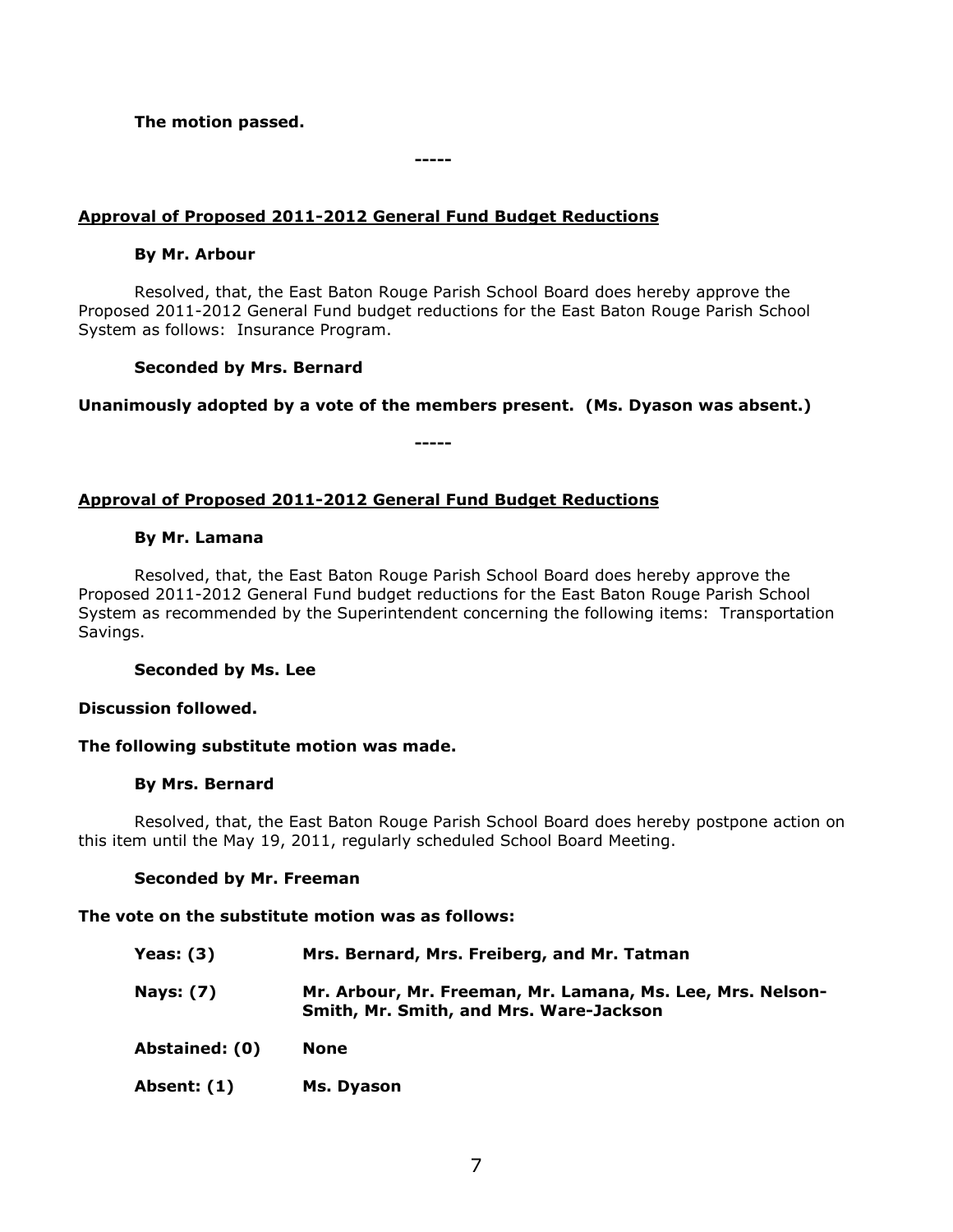**The motion passed.**

-----

<u>**Approval of Proposed 2011-2012 General Fund Budget Reductions**</u>

**By Mr. Arbour**

Resolved, that, the East Baton Rouge Parish School Board does hereby approve the Proposed 2011-2012 General Fund budget reductions for the East Baton Rouge Parish School System as follows: Insurance Program.

**Seconded by Mrs. Bernard**

**Unanimously adopted by a vote of the members present. (Ms. Dyason was absent.)**

-----

<u>**Approval of Proposed 2011-2012 General Fund Budget Reductions**</u>

**By Mr. Lamana**

Resolved, that, the East Baton Rouge Parish School Board does hereby approve the Proposed 2011-2012 General Fund budget reductions for the East Baton Rouge Parish School System as recommended by the Superintendent concerning the following items: Transportation Savings.

**Seconded by Ms. Lee**

**Discussion followed.**

**The following substitute motion was made.**

**By Mrs. Bernard**

Resolved, that, the East Baton Rouge Parish School Board does hereby postpone action on this item until the May 19, 2011, regularly scheduled School Board Meeting.

**Seconded by Mr. Freeman**

**The vote on the substitute motion was as follows:**

| | |
|---|---|
| **Yeas: (3)** | **Mrs. Bernard, Mrs. Freiberg, and Mr. Tatman** |
| **Nays: (7)** | **Mr. Arbour, Mr. Freeman, Mr. Lamana, Ms. Lee, Mrs. Nelson-Smith, Mr. Smith, and Mrs. Ware-Jackson** |
| **Abstained: (0)** | **None** |
| **Absent: (1)** | **Ms. Dyason** |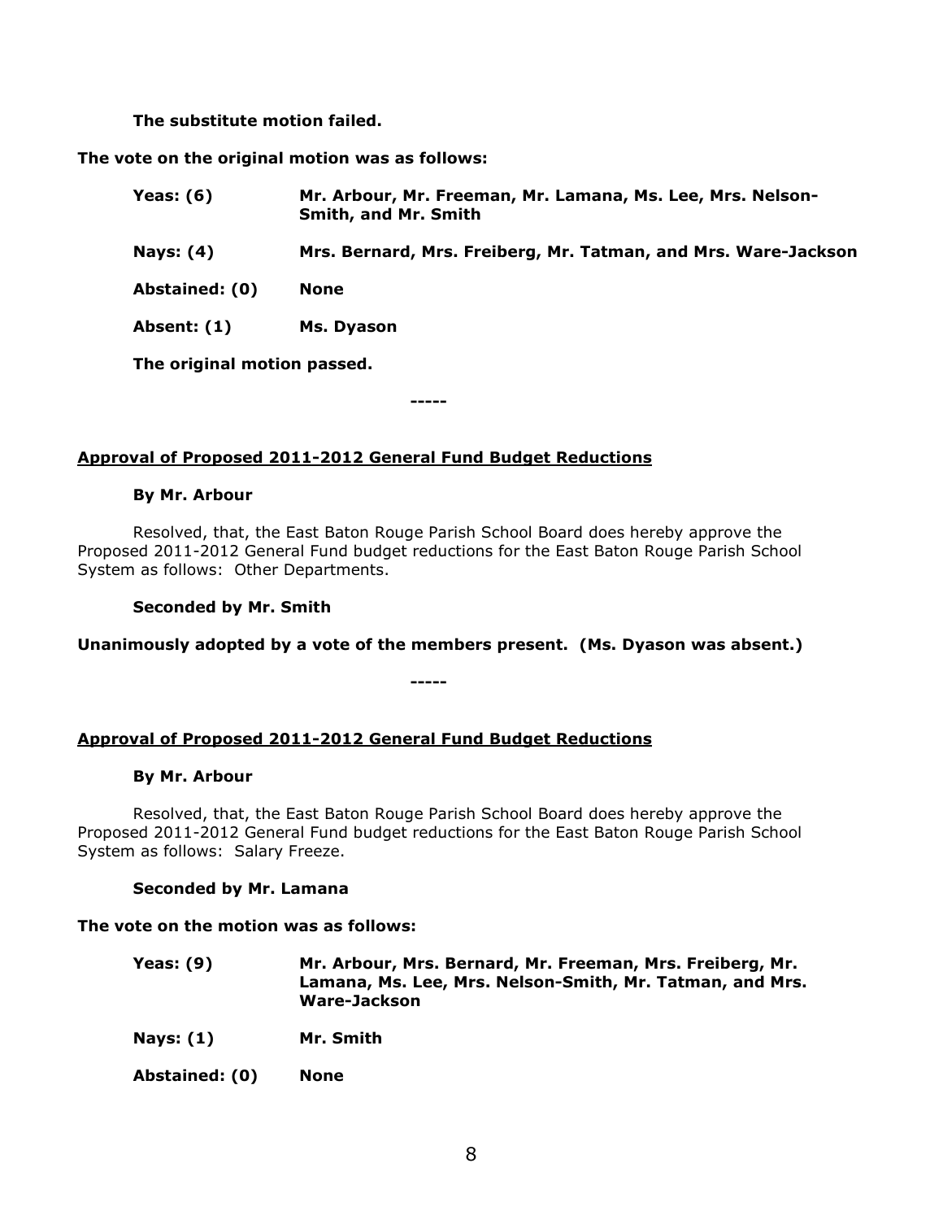**The substitute motion failed.**

**The vote on the original motion was as follows:**

| | |
|---|---|
| **Yeas: (6)** | **Mr. Arbour, Mr. Freeman, Mr. Lamana, Ms. Lee, Mrs. Nelson-Smith, and Mr. Smith** |
| **Nays: (4)** | **Mrs. Bernard, Mrs. Freiberg, Mr. Tatman, and Mrs. Ware-Jackson** |
| **Abstained: (0)** | **None** |
| **Absent: (1)** | **Ms. Dyason** |

**The original motion passed.**

**-----**

__Approval of Proposed 2011-2012 General Fund Budget Reductions__

**By Mr. Arbour**

Resolved, that, the East Baton Rouge Parish School Board does hereby approve the Proposed 2011-2012 General Fund budget reductions for the East Baton Rouge Parish School System as follows: Other Departments.

**Seconded by Mr. Smith**

**Unanimously adopted by a vote of the members present. (Ms. Dyason was absent.)**

**-----**

__Approval of Proposed 2011-2012 General Fund Budget Reductions__

**By Mr. Arbour**

Resolved, that, the East Baton Rouge Parish School Board does hereby approve the Proposed 2011-2012 General Fund budget reductions for the East Baton Rouge Parish School System as follows: Salary Freeze.

**Seconded by Mr. Lamana**

**The vote on the motion was as follows:**

| | |
|---|---|
| **Yeas: (9)** | **Mr. Arbour, Mrs. Bernard, Mr. Freeman, Mrs. Freiberg, Mr. Lamana, Ms. Lee, Mrs. Nelson-Smith, Mr. Tatman, and Mrs. Ware-Jackson** |
| **Nays: (1)** | **Mr. Smith** |
| **Abstained: (0)** | **None** |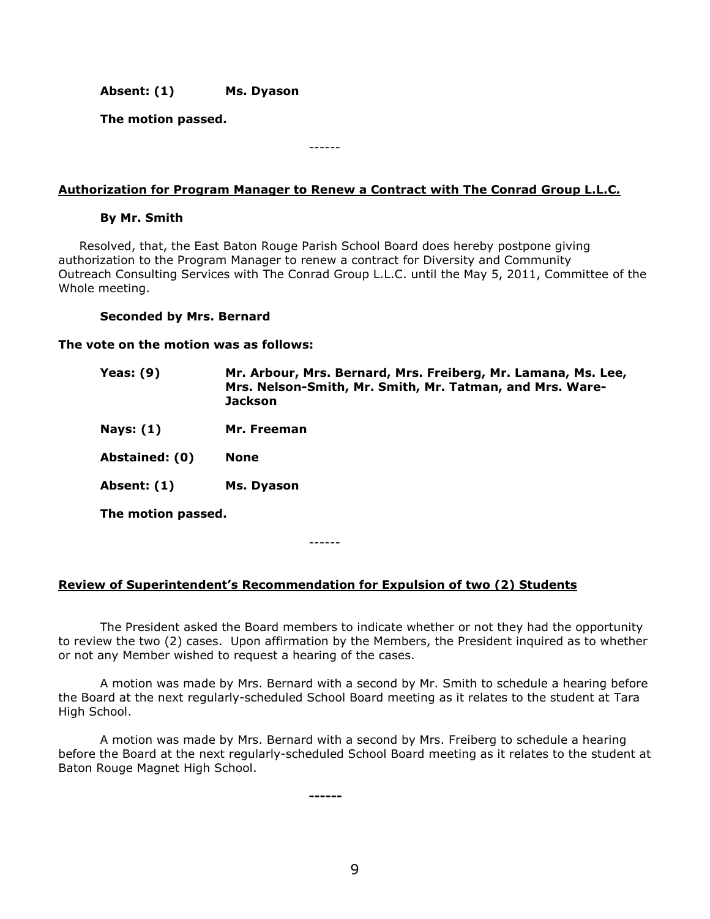**Absent: (1)** **Ms. Dyason**

**The motion passed.**

------

## Authorization for Program Manager to Renew a Contract with The Conrad Group L.L.C.

**By Mr. Smith**

Resolved, that, the East Baton Rouge Parish School Board does hereby postpone giving authorization to the Program Manager to renew a contract for Diversity and Community Outreach Consulting Services with The Conrad Group L.L.C. until the May 5, 2011, Committee of the Whole meeting.

**Seconded by Mrs. Bernard**

**The vote on the motion was as follows:**

| | |
|---|---|
| **Yeas: (9)** | **Mr. Arbour, Mrs. Bernard, Mrs. Freiberg, Mr. Lamana, Ms. Lee, Mrs. Nelson-Smith, Mr. Smith, Mr. Tatman, and Mrs. Ware-Jackson** |
| **Nays: (1)** | **Mr. Freeman** |
| **Abstained: (0)** | **None** |
| **Absent: (1)** | **Ms. Dyason** |

**The motion passed.**

------

## Review of Superintendent's Recommendation for Expulsion of two (2) Students

The President asked the Board members to indicate whether or not they had the opportunity to review the two (2) cases. Upon affirmation by the Members, the President inquired as to whether or not any Member wished to request a hearing of the cases.

A motion was made by Mrs. Bernard with a second by Mr. Smith to schedule a hearing before the Board at the next regularly-scheduled School Board meeting as it relates to the student at Tara High School.

A motion was made by Mrs. Bernard with a second by Mrs. Freiberg to schedule a hearing before the Board at the next regularly-scheduled School Board meeting as it relates to the student at Baton Rouge Magnet High School.

**------**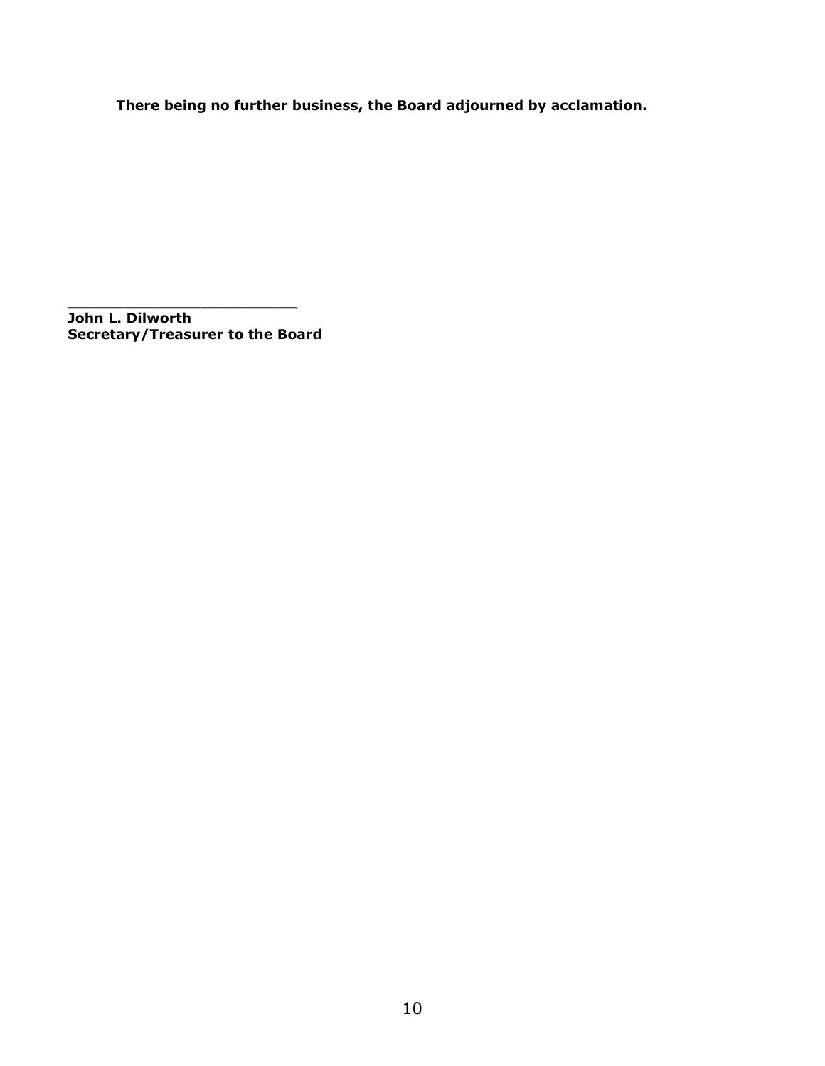**There being no further business, the Board adjourned by acclamation.**

**_________________________**
**John L. Dilworth**
**Secretary/Treasurer to the Board**